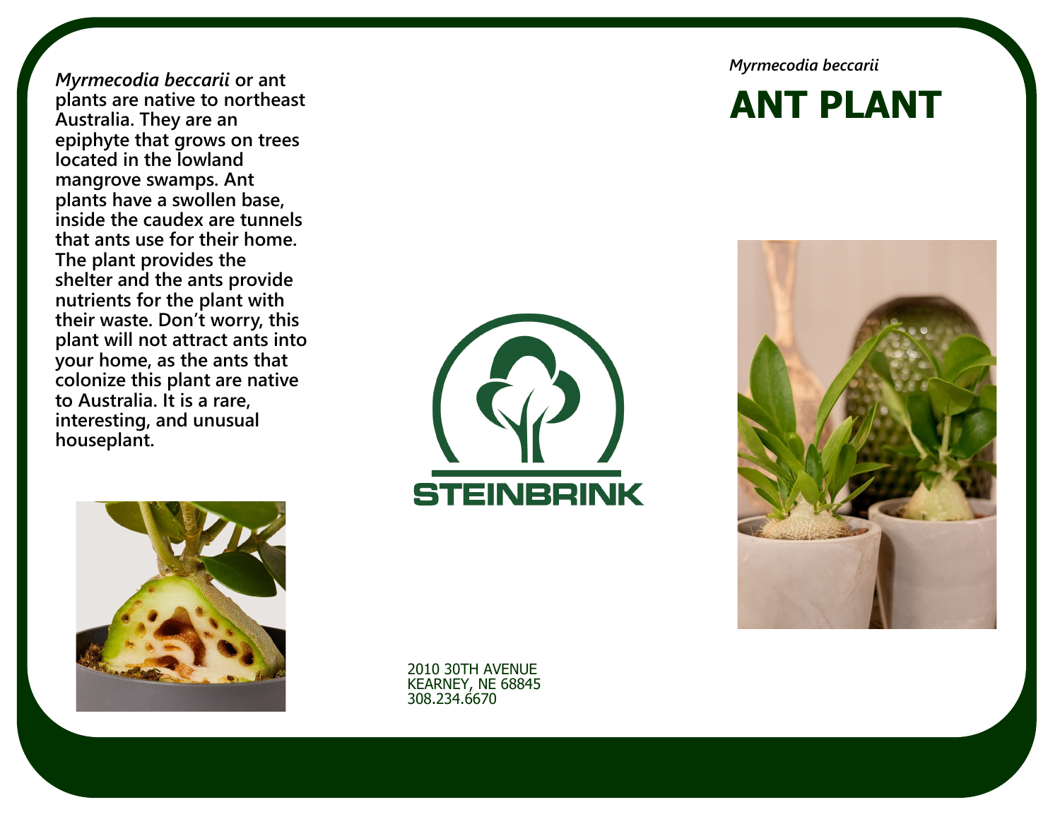*Myrmecodia beccarii*

# ANT PLANT

**_Myrmecodia beccarii_ or ant plants are native to northeast Australia. They are an epiphyte that grows on trees located in the lowland mangrove swamps. Ant plants have a swollen base, inside the caudex are tunnels that ants use for their home. The plant provides the shelter and the ants provide nutrients for the plant with their waste. Don't worry, this plant will not attract ants into your home, as the ants that colonize this plant are native to Australia. It is a rare, interesting, and unusual houseplant.**

STEINBRINK

2010 30TH AVENUE
KEARNEY, NE 68845
308.234.6670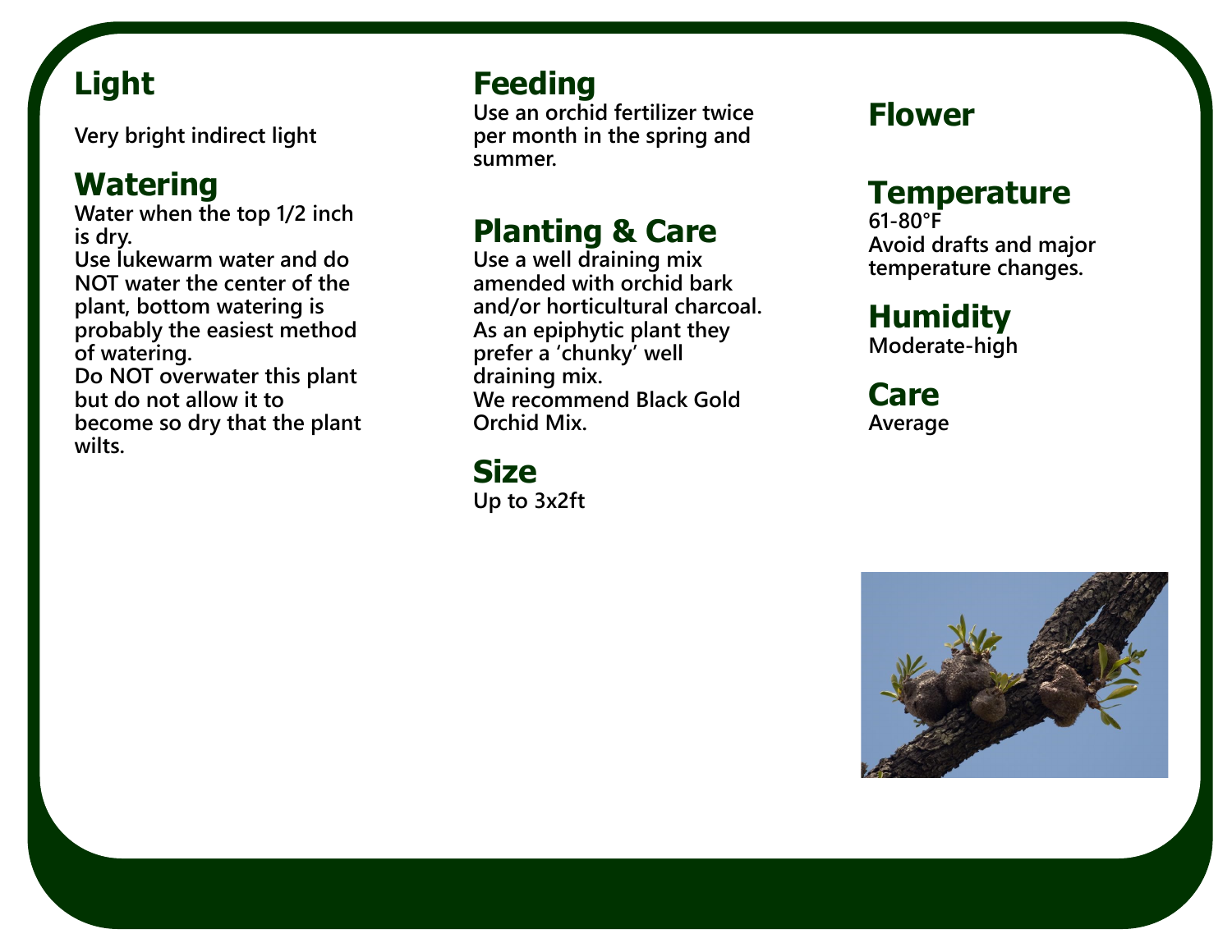## Light

Very bright indirect light

## Watering

Water when the top 1/2 inch is dry.
Use lukewarm water and do NOT water the center of the plant, bottom watering is probably the easiest method of watering.
Do NOT overwater this plant but do not allow it to become so dry that the plant wilts.

## Feeding

Use an orchid fertilizer twice per month in the spring and summer.

## Planting & Care

Use a well draining mix amended with orchid bark and/or horticultural charcoal.
As an epiphytic plant they prefer a 'chunky' well draining mix.
We recommend Black Gold Orchid Mix.

## Size

Up to 3x2ft

## Flower

## Temperature

61-80°F
Avoid drafts and major temperature changes.

## Humidity

Moderate-high

## Care

Average